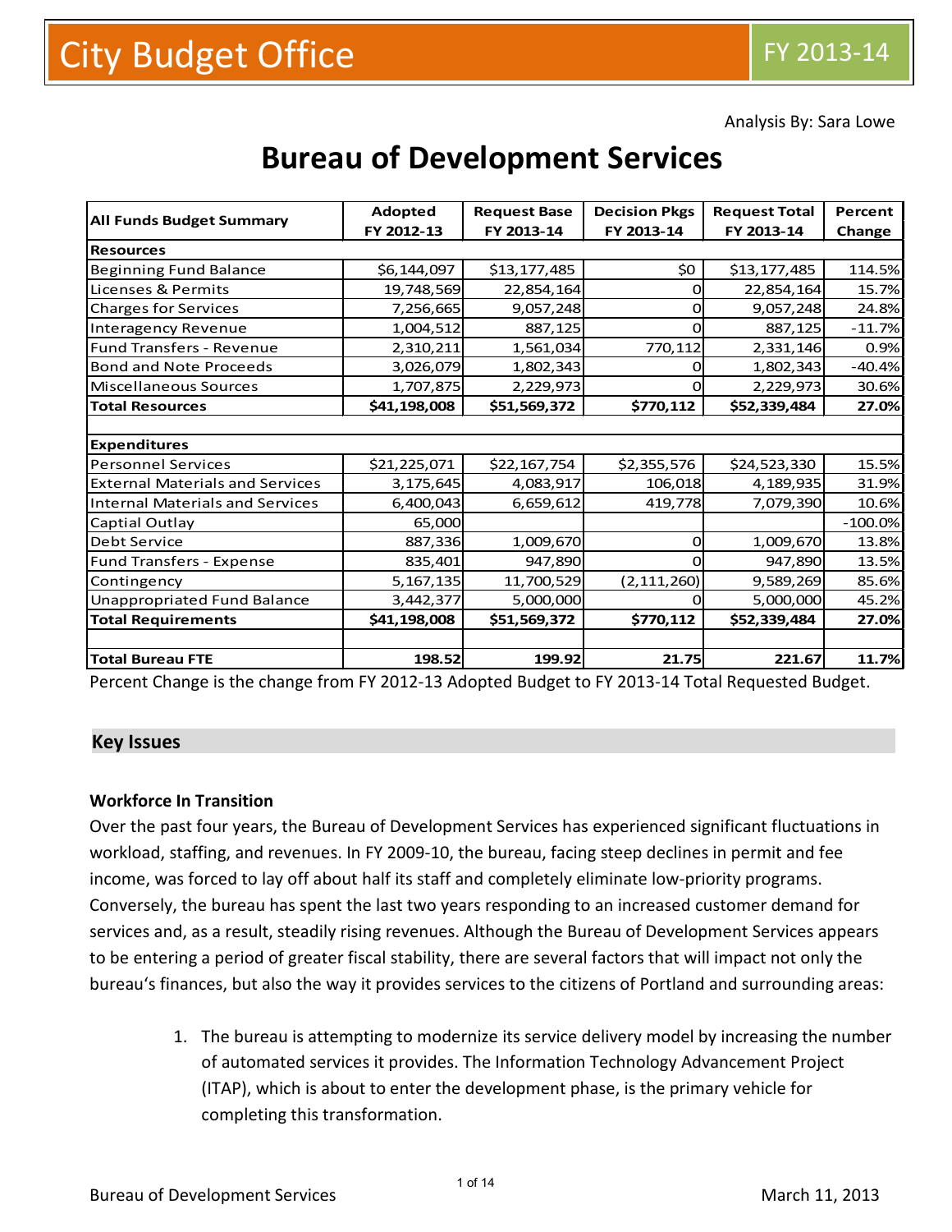# City Budget Office

FY 2013-14

Analysis By: Sara Lowe

# Bureau of Development Services

| All Funds Budget Summary | Adopted FY 2012-13 | Request Base FY 2013-14 | Decision Pkgs FY 2013-14 | Request Total FY 2013-14 | Percent Change |
|---|---|---|---|---|---|
| **Resources** | | | | | |
| Beginning Fund Balance | $6,144,097 | $13,177,485 | $0 | $13,177,485 | 114.5% |
| Licenses & Permits | 19,748,569 | 22,854,164 | 0 | 22,854,164 | 15.7% |
| Charges for Services | 7,256,665 | 9,057,248 | 0 | 9,057,248 | 24.8% |
| Interagency Revenue | 1,004,512 | 887,125 | 0 | 887,125 | -11.7% |
| Fund Transfers - Revenue | 2,310,211 | 1,561,034 | 770,112 | 2,331,146 | 0.9% |
| Bond and Note Proceeds | 3,026,079 | 1,802,343 | 0 | 1,802,343 | -40.4% |
| Miscellaneous Sources | 1,707,875 | 2,229,973 | 0 | 2,229,973 | 30.6% |
| **Total Resources** | **$41,198,008** | **$51,569,372** | **$770,112** | **$52,339,484** | **27.0%** |
| | | | | | |
| **Expenditures** | | | | | |
| Personnel Services | $21,225,071 | $22,167,754 | $2,355,576 | $24,523,330 | 15.5% |
| External Materials and Services | 3,175,645 | 4,083,917 | 106,018 | 4,189,935 | 31.9% |
| Internal Materials and Services | 6,400,043 | 6,659,612 | 419,778 | 7,079,390 | 10.6% |
| Captial Outlay | 65,000 | | | | -100.0% |
| Debt Service | 887,336 | 1,009,670 | 0 | 1,009,670 | 13.8% |
| Fund Transfers - Expense | 835,401 | 947,890 | 0 | 947,890 | 13.5% |
| Contingency | 5,167,135 | 11,700,529 | (2,111,260) | 9,589,269 | 85.6% |
| Unappropriated Fund Balance | 3,442,377 | 5,000,000 | 0 | 5,000,000 | 45.2% |
| **Total Requirements** | **$41,198,008** | **$51,569,372** | **$770,112** | **$52,339,484** | **27.0%** |
| | | | | | |
| **Total Bureau FTE** | **198.52** | **199.92** | **21.75** | **221.67** | **11.7%** |

Percent Change is the change from FY 2012-13 Adopted Budget to FY 2013-14 Total Requested Budget.

## Key Issues

### Workforce In Transition

Over the past four years, the Bureau of Development Services has experienced significant fluctuations in workload, staffing, and revenues. In FY 2009-10, the bureau, facing steep declines in permit and fee income, was forced to lay off about half its staff and completely eliminate low-priority programs. Conversely, the bureau has spent the last two years responding to an increased customer demand for services and, as a result, steadily rising revenues. Although the Bureau of Development Services appears to be entering a period of greater fiscal stability, there are several factors that will impact not only the bureau's finances, but also the way it provides services to the citizens of Portland and surrounding areas:

1. The bureau is attempting to modernize its service delivery model by increasing the number of automated services it provides. The Information Technology Advancement Project (ITAP), which is about to enter the development phase, is the primary vehicle for completing this transformation.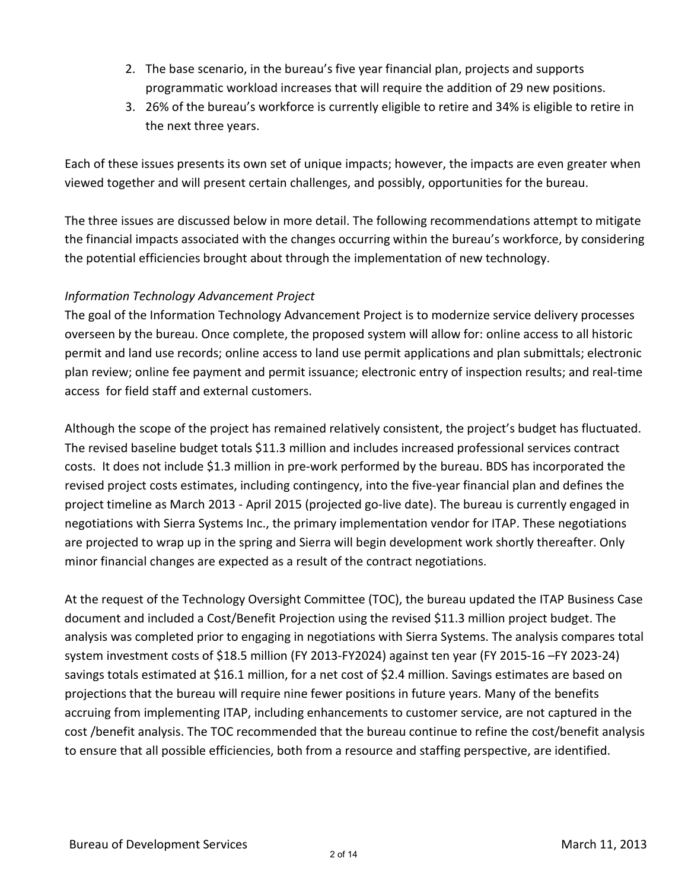2. The base scenario, in the bureau's five year financial plan, projects and supports programmatic workload increases that will require the addition of 29 new positions.
3. 26% of the bureau's workforce is currently eligible to retire and 34% is eligible to retire in the next three years.

Each of these issues presents its own set of unique impacts; however, the impacts are even greater when viewed together and will present certain challenges, and possibly, opportunities for the bureau.

The three issues are discussed below in more detail. The following recommendations attempt to mitigate the financial impacts associated with the changes occurring within the bureau's workforce, by considering the potential efficiencies brought about through the implementation of new technology.

*Information Technology Advancement Project*

The goal of the Information Technology Advancement Project is to modernize service delivery processes overseen by the bureau. Once complete, the proposed system will allow for: online access to all historic permit and land use records; online access to land use permit applications and plan submittals; electronic plan review; online fee payment and permit issuance; electronic entry of inspection results; and real-time access for field staff and external customers.

Although the scope of the project has remained relatively consistent, the project's budget has fluctuated. The revised baseline budget totals $11.3 million and includes increased professional services contract costs. It does not include $1.3 million in pre-work performed by the bureau. BDS has incorporated the revised project costs estimates, including contingency, into the five-year financial plan and defines the project timeline as March 2013 - April 2015 (projected go-live date). The bureau is currently engaged in negotiations with Sierra Systems Inc., the primary implementation vendor for ITAP. These negotiations are projected to wrap up in the spring and Sierra will begin development work shortly thereafter. Only minor financial changes are expected as a result of the contract negotiations.

At the request of the Technology Oversight Committee (TOC), the bureau updated the ITAP Business Case document and included a Cost/Benefit Projection using the revised $11.3 million project budget. The analysis was completed prior to engaging in negotiations with Sierra Systems. The analysis compares total system investment costs of $18.5 million (FY 2013-FY2024) against ten year (FY 2015-16 –FY 2023-24) savings totals estimated at $16.1 million, for a net cost of $2.4 million. Savings estimates are based on projections that the bureau will require nine fewer positions in future years. Many of the benefits accruing from implementing ITAP, including enhancements to customer service, are not captured in the cost /benefit analysis. The TOC recommended that the bureau continue to refine the cost/benefit analysis to ensure that all possible efficiencies, both from a resource and staffing perspective, are identified.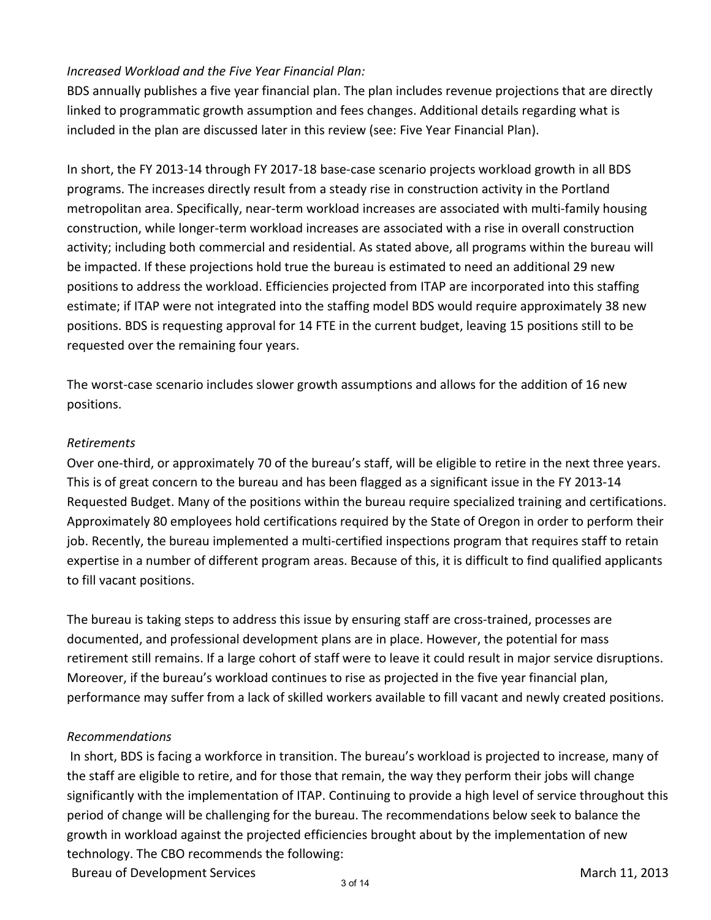*Increased Workload and the Five Year Financial Plan:*

BDS annually publishes a five year financial plan. The plan includes revenue projections that are directly linked to programmatic growth assumption and fees changes. Additional details regarding what is included in the plan are discussed later in this review (see: Five Year Financial Plan).

In short, the FY 2013-14 through FY 2017-18 base-case scenario projects workload growth in all BDS programs. The increases directly result from a steady rise in construction activity in the Portland metropolitan area. Specifically, near-term workload increases are associated with multi-family housing construction, while longer-term workload increases are associated with a rise in overall construction activity; including both commercial and residential. As stated above, all programs within the bureau will be impacted. If these projections hold true the bureau is estimated to need an additional 29 new positions to address the workload. Efficiencies projected from ITAP are incorporated into this staffing estimate; if ITAP were not integrated into the staffing model BDS would require approximately 38 new positions. BDS is requesting approval for 14 FTE in the current budget, leaving 15 positions still to be requested over the remaining four years.

The worst-case scenario includes slower growth assumptions and allows for the addition of 16 new positions.

*Retirements*

Over one-third, or approximately 70 of the bureau's staff, will be eligible to retire in the next three years. This is of great concern to the bureau and has been flagged as a significant issue in the FY 2013-14 Requested Budget. Many of the positions within the bureau require specialized training and certifications. Approximately 80 employees hold certifications required by the State of Oregon in order to perform their job. Recently, the bureau implemented a multi-certified inspections program that requires staff to retain expertise in a number of different program areas. Because of this, it is difficult to find qualified applicants to fill vacant positions.

The bureau is taking steps to address this issue by ensuring staff are cross-trained, processes are documented, and professional development plans are in place. However, the potential for mass retirement still remains. If a large cohort of staff were to leave it could result in major service disruptions. Moreover, if the bureau's workload continues to rise as projected in the five year financial plan, performance may suffer from a lack of skilled workers available to fill vacant and newly created positions.

*Recommendations*

In short, BDS is facing a workforce in transition. The bureau's workload is projected to increase, many of the staff are eligible to retire, and for those that remain, the way they perform their jobs will change significantly with the implementation of ITAP. Continuing to provide a high level of service throughout this period of change will be challenging for the bureau. The recommendations below seek to balance the growth in workload against the projected efficiencies brought about by the implementation of new technology. The CBO recommends the following: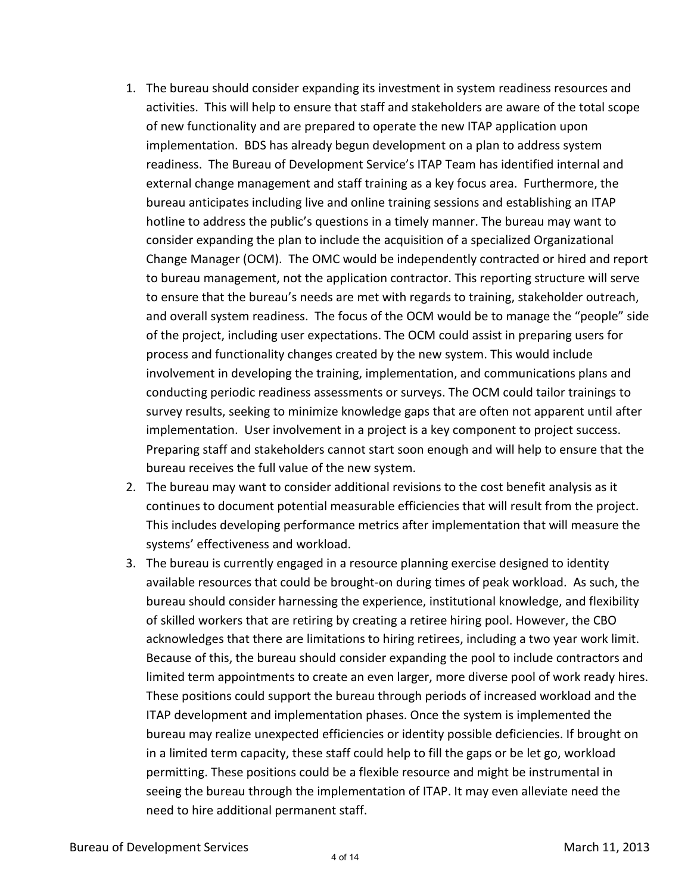1. The bureau should consider expanding its investment in system readiness resources and activities. This will help to ensure that staff and stakeholders are aware of the total scope of new functionality and are prepared to operate the new ITAP application upon implementation. BDS has already begun development on a plan to address system readiness. The Bureau of Development Service's ITAP Team has identified internal and external change management and staff training as a key focus area. Furthermore, the bureau anticipates including live and online training sessions and establishing an ITAP hotline to address the public's questions in a timely manner. The bureau may want to consider expanding the plan to include the acquisition of a specialized Organizational Change Manager (OCM). The OMC would be independently contracted or hired and report to bureau management, not the application contractor. This reporting structure will serve to ensure that the bureau's needs are met with regards to training, stakeholder outreach, and overall system readiness. The focus of the OCM would be to manage the "people" side of the project, including user expectations. The OCM could assist in preparing users for process and functionality changes created by the new system. This would include involvement in developing the training, implementation, and communications plans and conducting periodic readiness assessments or surveys. The OCM could tailor trainings to survey results, seeking to minimize knowledge gaps that are often not apparent until after implementation. User involvement in a project is a key component to project success. Preparing staff and stakeholders cannot start soon enough and will help to ensure that the bureau receives the full value of the new system.
2. The bureau may want to consider additional revisions to the cost benefit analysis as it continues to document potential measurable efficiencies that will result from the project. This includes developing performance metrics after implementation that will measure the systems' effectiveness and workload.
3. The bureau is currently engaged in a resource planning exercise designed to identity available resources that could be brought-on during times of peak workload. As such, the bureau should consider harnessing the experience, institutional knowledge, and flexibility of skilled workers that are retiring by creating a retiree hiring pool. However, the CBO acknowledges that there are limitations to hiring retirees, including a two year work limit. Because of this, the bureau should consider expanding the pool to include contractors and limited term appointments to create an even larger, more diverse pool of work ready hires. These positions could support the bureau through periods of increased workload and the ITAP development and implementation phases. Once the system is implemented the bureau may realize unexpected efficiencies or identity possible deficiencies. If brought on in a limited term capacity, these staff could help to fill the gaps or be let go, workload permitting. These positions could be a flexible resource and might be instrumental in seeing the bureau through the implementation of ITAP. It may even alleviate need the need to hire additional permanent staff.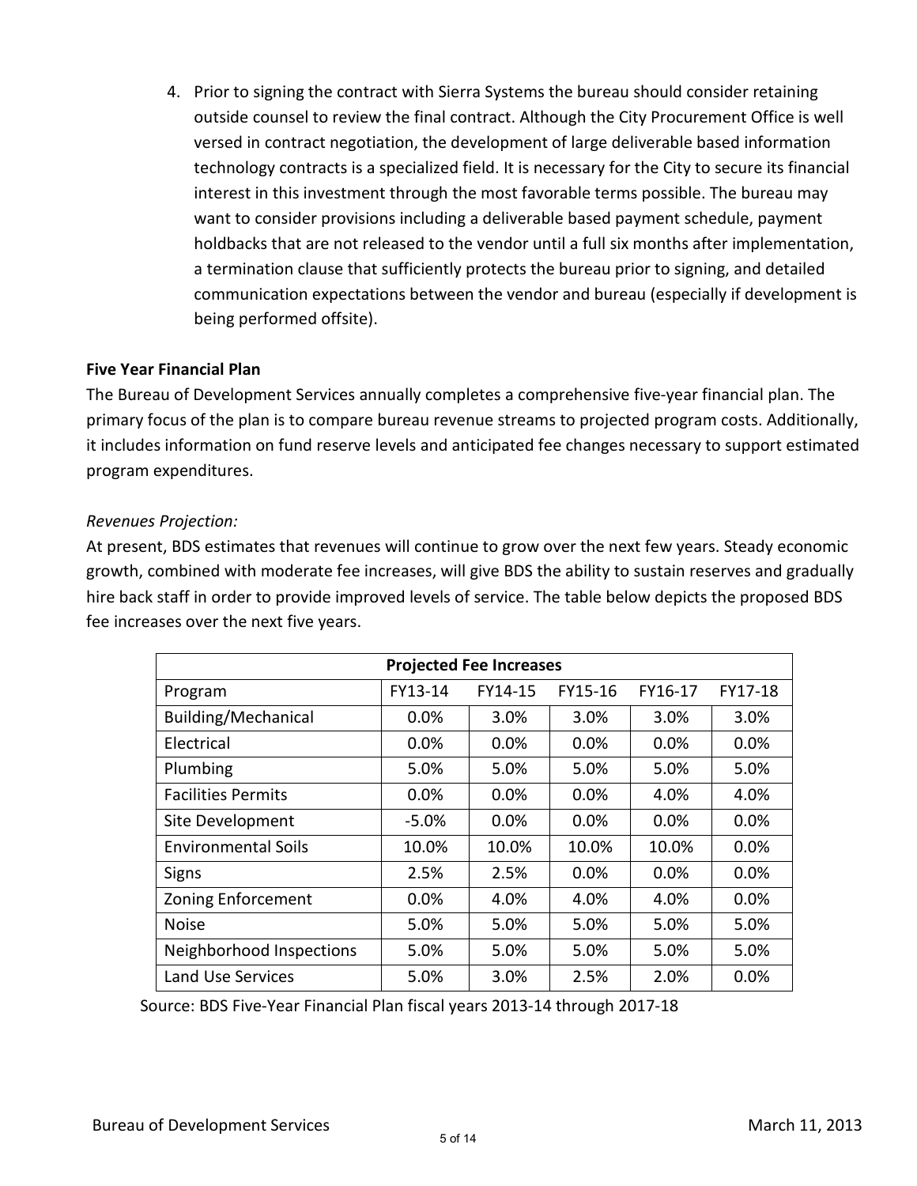4. Prior to signing the contract with Sierra Systems the bureau should consider retaining outside counsel to review the final contract. Although the City Procurement Office is well versed in contract negotiation, the development of large deliverable based information technology contracts is a specialized field. It is necessary for the City to secure its financial interest in this investment through the most favorable terms possible. The bureau may want to consider provisions including a deliverable based payment schedule, payment holdbacks that are not released to the vendor until a full six months after implementation, a termination clause that sufficiently protects the bureau prior to signing, and detailed communication expectations between the vendor and bureau (especially if development is being performed offsite).

**Five Year Financial Plan**

The Bureau of Development Services annually completes a comprehensive five-year financial plan. The primary focus of the plan is to compare bureau revenue streams to projected program costs. Additionally, it includes information on fund reserve levels and anticipated fee changes necessary to support estimated program expenditures.

*Revenues Projection:*

At present, BDS estimates that revenues will continue to grow over the next few years. Steady economic growth, combined with moderate fee increases, will give BDS the ability to sustain reserves and gradually hire back staff in order to provide improved levels of service. The table below depicts the proposed BDS fee increases over the next five years.

| **Projected Fee Increases** | | | | | |
|---|---|---|---|---|---|
| Program | FY13-14 | FY14-15 | FY15-16 | FY16-17 | FY17-18 |
| Building/Mechanical | 0.0% | 3.0% | 3.0% | 3.0% | 3.0% |
| Electrical | 0.0% | 0.0% | 0.0% | 0.0% | 0.0% |
| Plumbing | 5.0% | 5.0% | 5.0% | 5.0% | 5.0% |
| Facilities Permits | 0.0% | 0.0% | 0.0% | 4.0% | 4.0% |
| Site Development | -5.0% | 0.0% | 0.0% | 0.0% | 0.0% |
| Environmental Soils | 10.0% | 10.0% | 10.0% | 10.0% | 0.0% |
| Signs | 2.5% | 2.5% | 0.0% | 0.0% | 0.0% |
| Zoning Enforcement | 0.0% | 4.0% | 4.0% | 4.0% | 0.0% |
| Noise | 5.0% | 5.0% | 5.0% | 5.0% | 5.0% |
| Neighborhood Inspections | 5.0% | 5.0% | 5.0% | 5.0% | 5.0% |
| Land Use Services | 5.0% | 3.0% | 2.5% | 2.0% | 0.0% |

Source: BDS Five-Year Financial Plan fiscal years 2013-14 through 2017-18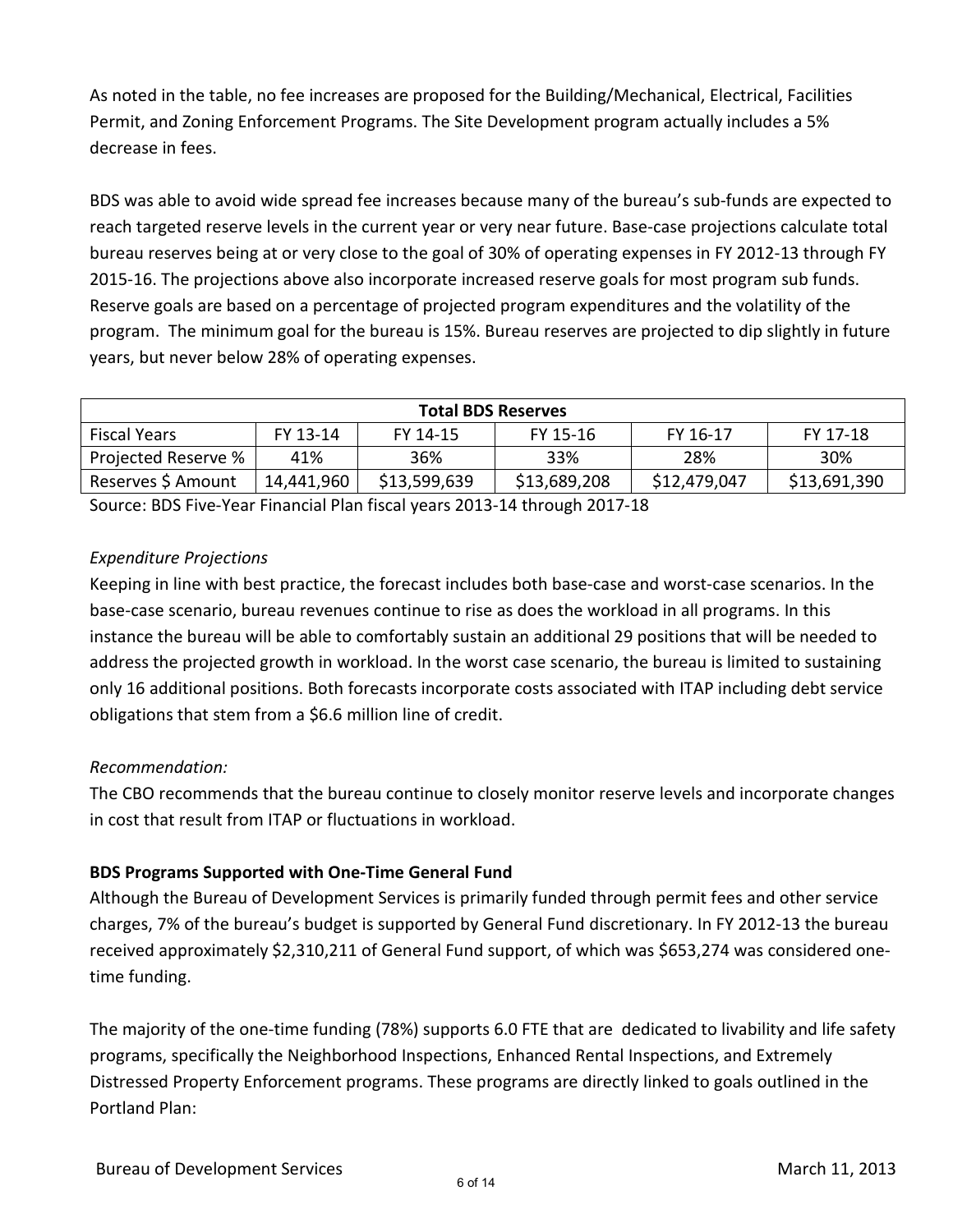As noted in the table, no fee increases are proposed for the Building/Mechanical, Electrical, Facilities Permit, and Zoning Enforcement Programs. The Site Development program actually includes a 5% decrease in fees.

BDS was able to avoid wide spread fee increases because many of the bureau's sub-funds are expected to reach targeted reserve levels in the current year or very near future. Base-case projections calculate total bureau reserves being at or very close to the goal of 30% of operating expenses in FY 2012-13 through FY 2015-16. The projections above also incorporate increased reserve goals for most program sub funds. Reserve goals are based on a percentage of projected program expenditures and the volatility of the program. The minimum goal for the bureau is 15%. Bureau reserves are projected to dip slightly in future years, but never below 28% of operating expenses.

| **Total BDS Reserves** | | | | | |
|---|---|---|---|---|---|
| Fiscal Years | FY 13-14 | FY 14-15 | FY 15-16 | FY 16-17 | FY 17-18 |
| Projected Reserve % | 41% | 36% | 33% | 28% | 30% |
| Reserves $ Amount | 14,441,960 | $13,599,639 | $13,689,208 | $12,479,047 | $13,691,390 |

Source: BDS Five-Year Financial Plan fiscal years 2013-14 through 2017-18

*Expenditure Projections*

Keeping in line with best practice, the forecast includes both base-case and worst-case scenarios. In the base-case scenario, bureau revenues continue to rise as does the workload in all programs. In this instance the bureau will be able to comfortably sustain an additional 29 positions that will be needed to address the projected growth in workload. In the worst case scenario, the bureau is limited to sustaining only 16 additional positions. Both forecasts incorporate costs associated with ITAP including debt service obligations that stem from a $6.6 million line of credit.

*Recommendation:*

The CBO recommends that the bureau continue to closely monitor reserve levels and incorporate changes in cost that result from ITAP or fluctuations in workload.

**BDS Programs Supported with One-Time General Fund**

Although the Bureau of Development Services is primarily funded through permit fees and other service charges, 7% of the bureau's budget is supported by General Fund discretionary. In FY 2012-13 the bureau received approximately $2,310,211 of General Fund support, of which was $653,274 was considered one-time funding.

The majority of the one-time funding (78%) supports 6.0 FTE that are dedicated to livability and life safety programs, specifically the Neighborhood Inspections, Enhanced Rental Inspections, and Extremely Distressed Property Enforcement programs. These programs are directly linked to goals outlined in the Portland Plan: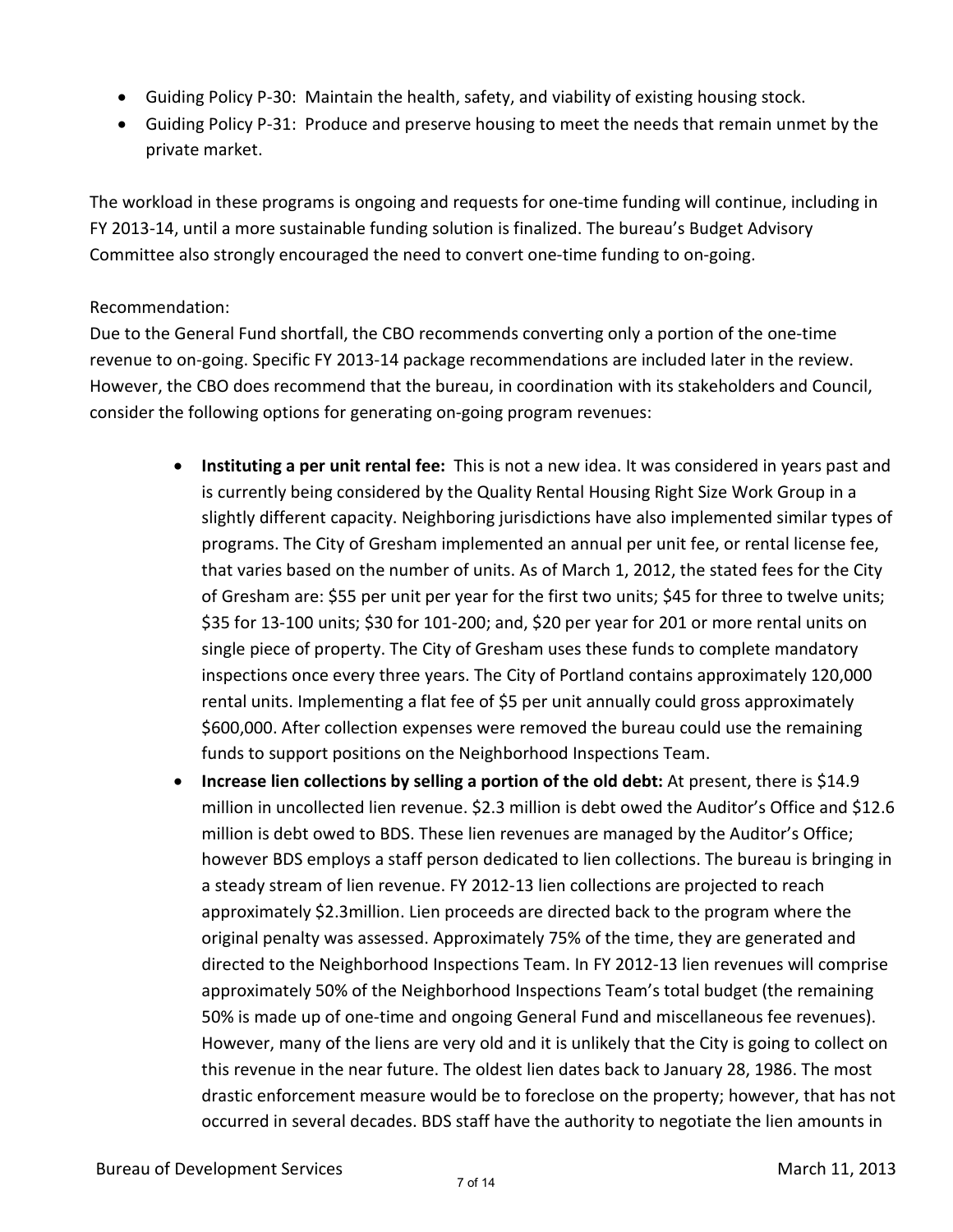- Guiding Policy P-30: Maintain the health, safety, and viability of existing housing stock.
- Guiding Policy P-31: Produce and preserve housing to meet the needs that remain unmet by the private market.

The workload in these programs is ongoing and requests for one-time funding will continue, including in FY 2013-14, until a more sustainable funding solution is finalized. The bureau's Budget Advisory Committee also strongly encouraged the need to convert one-time funding to on-going.

Recommendation:
Due to the General Fund shortfall, the CBO recommends converting only a portion of the one-time revenue to on-going. Specific FY 2013-14 package recommendations are included later in the review. However, the CBO does recommend that the bureau, in coordination with its stakeholders and Council, consider the following options for generating on-going program revenues:

- **Instituting a per unit rental fee:** This is not a new idea. It was considered in years past and is currently being considered by the Quality Rental Housing Right Size Work Group in a slightly different capacity. Neighboring jurisdictions have also implemented similar types of programs. The City of Gresham implemented an annual per unit fee, or rental license fee, that varies based on the number of units. As of March 1, 2012, the stated fees for the City of Gresham are: $55 per unit per year for the first two units; $45 for three to twelve units; $35 for 13-100 units; $30 for 101-200; and, $20 per year for 201 or more rental units on single piece of property. The City of Gresham uses these funds to complete mandatory inspections once every three years. The City of Portland contains approximately 120,000 rental units. Implementing a flat fee of $5 per unit annually could gross approximately $600,000. After collection expenses were removed the bureau could use the remaining funds to support positions on the Neighborhood Inspections Team.
- **Increase lien collections by selling a portion of the old debt:** At present, there is $14.9 million in uncollected lien revenue. $2.3 million is debt owed the Auditor's Office and $12.6 million is debt owed to BDS. These lien revenues are managed by the Auditor's Office; however BDS employs a staff person dedicated to lien collections. The bureau is bringing in a steady stream of lien revenue. FY 2012-13 lien collections are projected to reach approximately $2.3million. Lien proceeds are directed back to the program where the original penalty was assessed. Approximately 75% of the time, they are generated and directed to the Neighborhood Inspections Team. In FY 2012-13 lien revenues will comprise approximately 50% of the Neighborhood Inspections Team's total budget (the remaining 50% is made up of one-time and ongoing General Fund and miscellaneous fee revenues). However, many of the liens are very old and it is unlikely that the City is going to collect on this revenue in the near future. The oldest lien dates back to January 28, 1986. The most drastic enforcement measure would be to foreclose on the property; however, that has not occurred in several decades. BDS staff have the authority to negotiate the lien amounts in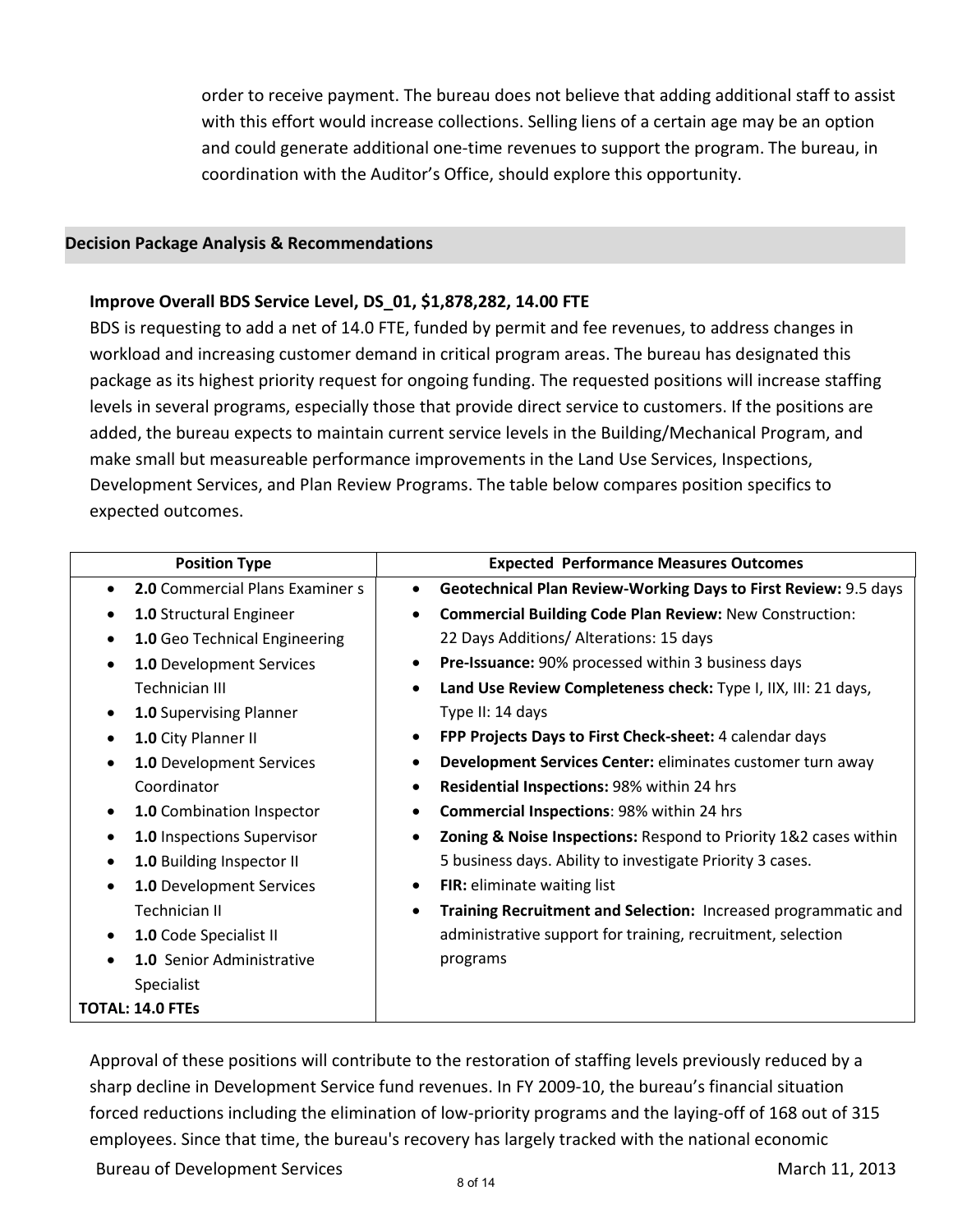order to receive payment. The bureau does not believe that adding additional staff to assist with this effort would increase collections. Selling liens of a certain age may be an option and could generate additional one-time revenues to support the program. The bureau, in coordination with the Auditor's Office, should explore this opportunity.

## Decision Package Analysis & Recommendations

### Improve Overall BDS Service Level, DS_01, $1,878,282, 14.00 FTE

BDS is requesting to add a net of 14.0 FTE, funded by permit and fee revenues, to address changes in workload and increasing customer demand in critical program areas. The bureau has designated this package as its highest priority request for ongoing funding. The requested positions will increase staffing levels in several programs, especially those that provide direct service to customers. If the positions are added, the bureau expects to maintain current service levels in the Building/Mechanical Program, and make small but measureable performance improvements in the Land Use Services, Inspections, Development Services, and Plan Review Programs. The table below compares position specifics to expected outcomes.

| Position Type | Expected Performance Measures Outcomes |
|---|---|
| • **2.0** Commercial Plans Examiner s<br>• **1.0** Structural Engineer<br>• **1.0** Geo Technical Engineering<br>• **1.0** Development Services Technician III<br>• **1.0** Supervising Planner<br>• **1.0** City Planner II<br>• **1.0** Development Services Coordinator<br>• **1.0** Combination Inspector<br>• **1.0** Inspections Supervisor<br>• **1.0** Building Inspector II<br>• **1.0** Development Services Technician II<br>• **1.0** Code Specialist II<br>• **1.0** Senior Administrative Specialist<br>**TOTAL: 14.0 FTEs** | • **Geotechnical Plan Review-Working Days to First Review:** 9.5 days<br>• **Commercial Building Code Plan Review:** New Construction: 22 Days Additions/ Alterations: 15 days<br>• **Pre-Issuance:** 90% processed within 3 business days<br>• **Land Use Review Completeness check:** Type I, IIX, III: 21 days, Type II: 14 days<br>• **FPP Projects Days to First Check-sheet:** 4 calendar days<br>• **Development Services Center:** eliminates customer turn away<br>• **Residential Inspections:** 98% within 24 hrs<br>• **Commercial Inspections**: 98% within 24 hrs<br>• **Zoning & Noise Inspections:** Respond to Priority 1&2 cases within 5 business days. Ability to investigate Priority 3 cases.<br>• **FIR:** eliminate waiting list<br>• **Training Recruitment and Selection:** Increased programmatic and administrative support for training, recruitment, selection programs |

Approval of these positions will contribute to the restoration of staffing levels previously reduced by a sharp decline in Development Service fund revenues. In FY 2009-10, the bureau's financial situation forced reductions including the elimination of low-priority programs and the laying-off of 168 out of 315 employees. Since that time, the bureau's recovery has largely tracked with the national economic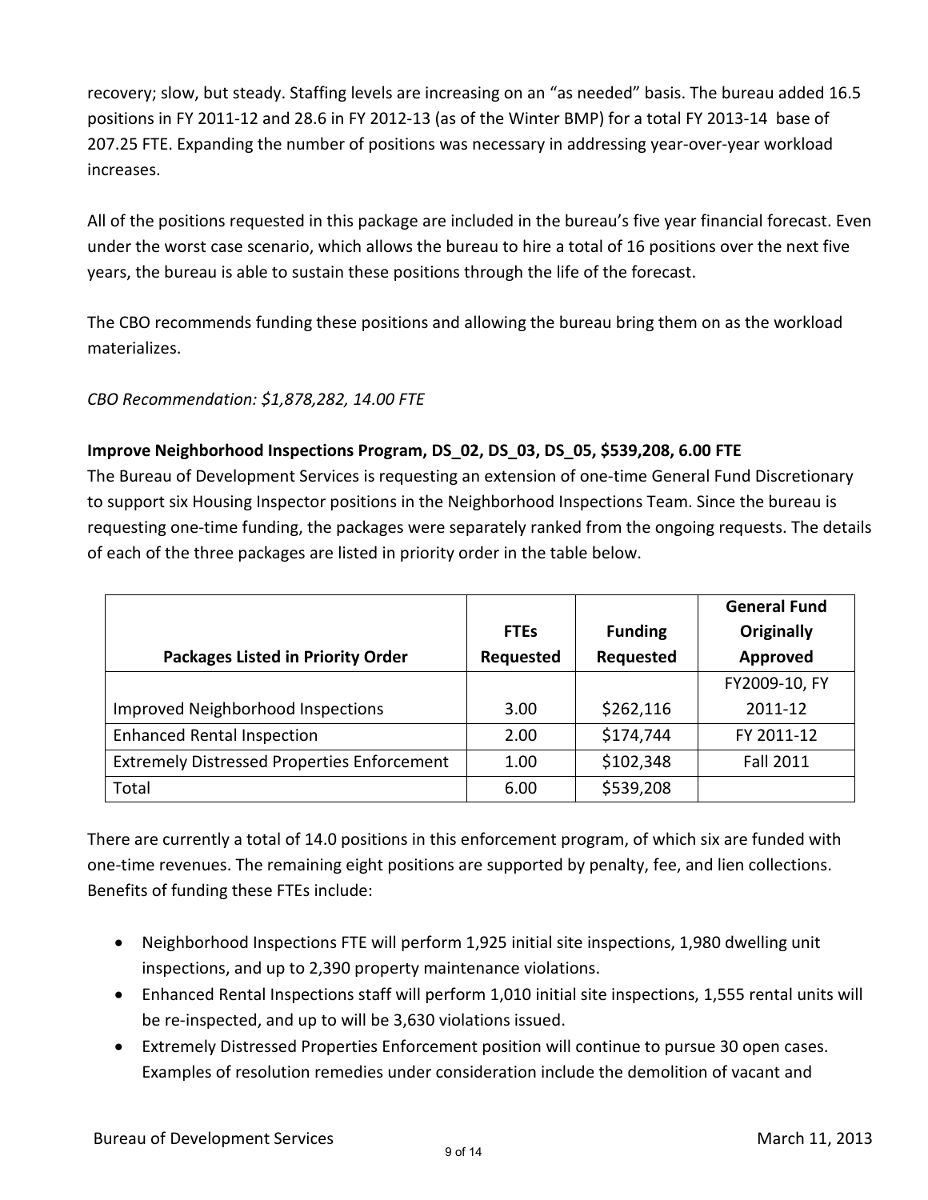recovery; slow, but steady. Staffing levels are increasing on an "as needed" basis. The bureau added 16.5 positions in FY 2011-12 and 28.6 in FY 2012-13 (as of the Winter BMP) for a total FY 2013-14 base of 207.25 FTE. Expanding the number of positions was necessary in addressing year-over-year workload increases.

All of the positions requested in this package are included in the bureau's five year financial forecast. Even under the worst case scenario, which allows the bureau to hire a total of 16 positions over the next five years, the bureau is able to sustain these positions through the life of the forecast.

The CBO recommends funding these positions and allowing the bureau bring them on as the workload materializes.

*CBO Recommendation: $1,878,282, 14.00 FTE*

**Improve Neighborhood Inspections Program, DS_02, DS_03, DS_05, $539,208, 6.00 FTE**

The Bureau of Development Services is requesting an extension of one-time General Fund Discretionary to support six Housing Inspector positions in the Neighborhood Inspections Team. Since the bureau is requesting one-time funding, the packages were separately ranked from the ongoing requests. The details of each of the three packages are listed in priority order in the table below.

| Packages Listed in Priority Order | FTEs Requested | Funding Requested | General Fund Originally Approved |
|---|---|---|---|
| Improved Neighborhood Inspections | 3.00 | $262,116 | FY2009-10, FY 2011-12 |
| Enhanced Rental Inspection | 2.00 | $174,744 | FY 2011-12 |
| Extremely Distressed Properties Enforcement | 1.00 | $102,348 | Fall 2011 |
| Total | 6.00 | $539,208 | |

There are currently a total of 14.0 positions in this enforcement program, of which six are funded with one-time revenues. The remaining eight positions are supported by penalty, fee, and lien collections. Benefits of funding these FTEs include:

- Neighborhood Inspections FTE will perform 1,925 initial site inspections, 1,980 dwelling unit inspections, and up to 2,390 property maintenance violations.
- Enhanced Rental Inspections staff will perform 1,010 initial site inspections, 1,555 rental units will be re-inspected, and up to will be 3,630 violations issued.
- Extremely Distressed Properties Enforcement position will continue to pursue 30 open cases. Examples of resolution remedies under consideration include the demolition of vacant and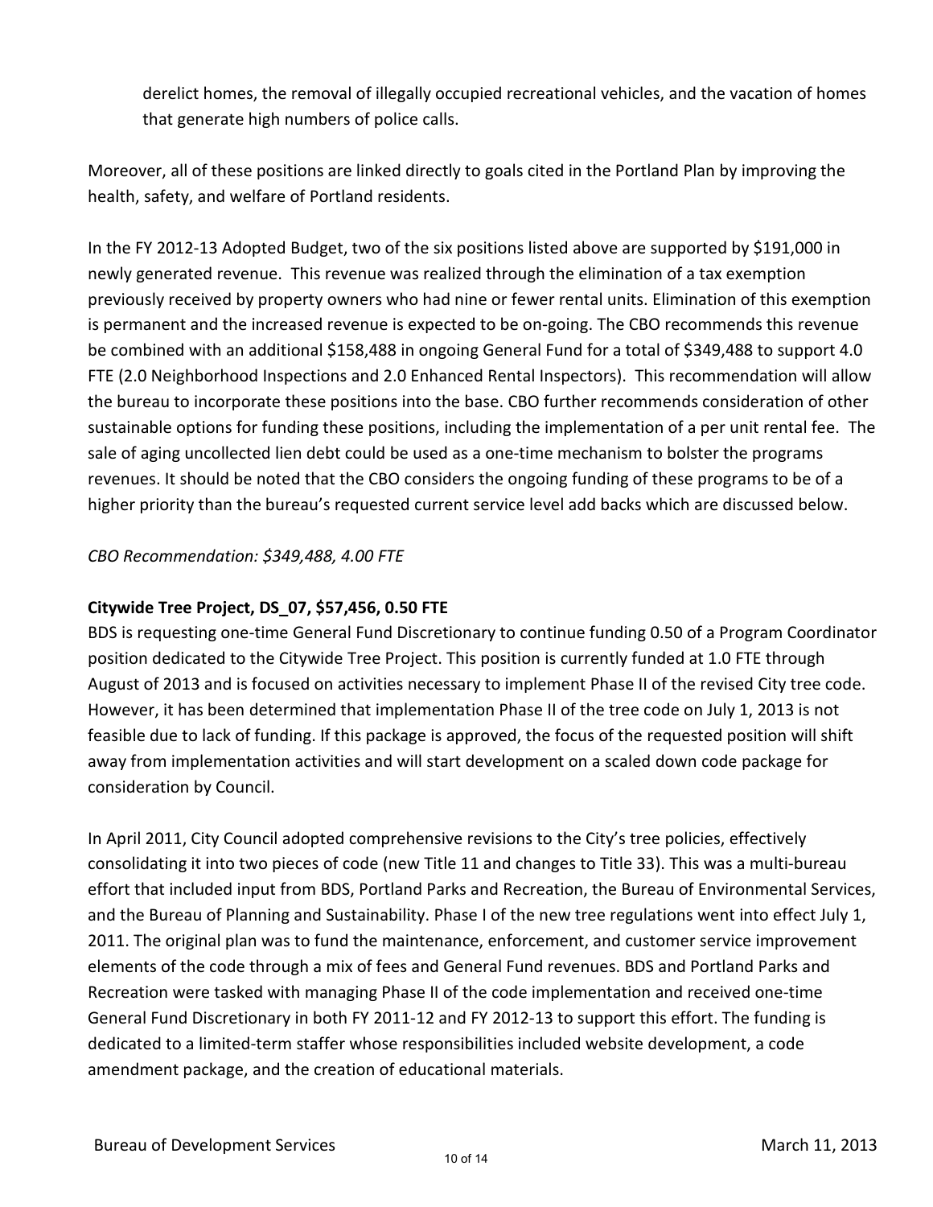derelict homes, the removal of illegally occupied recreational vehicles, and the vacation of homes that generate high numbers of police calls.

Moreover, all of these positions are linked directly to goals cited in the Portland Plan by improving the health, safety, and welfare of Portland residents.

In the FY 2012-13 Adopted Budget, two of the six positions listed above are supported by $191,000 in newly generated revenue. This revenue was realized through the elimination of a tax exemption previously received by property owners who had nine or fewer rental units. Elimination of this exemption is permanent and the increased revenue is expected to be on-going. The CBO recommends this revenue be combined with an additional $158,488 in ongoing General Fund for a total of $349,488 to support 4.0 FTE (2.0 Neighborhood Inspections and 2.0 Enhanced Rental Inspectors). This recommendation will allow the bureau to incorporate these positions into the base. CBO further recommends consideration of other sustainable options for funding these positions, including the implementation of a per unit rental fee. The sale of aging uncollected lien debt could be used as a one-time mechanism to bolster the programs revenues. It should be noted that the CBO considers the ongoing funding of these programs to be of a higher priority than the bureau's requested current service level add backs which are discussed below.

*CBO Recommendation: $349,488, 4.00 FTE*

**Citywide Tree Project, DS_07, $57,456, 0.50 FTE**

BDS is requesting one-time General Fund Discretionary to continue funding 0.50 of a Program Coordinator position dedicated to the Citywide Tree Project. This position is currently funded at 1.0 FTE through August of 2013 and is focused on activities necessary to implement Phase II of the revised City tree code. However, it has been determined that implementation Phase II of the tree code on July 1, 2013 is not feasible due to lack of funding. If this package is approved, the focus of the requested position will shift away from implementation activities and will start development on a scaled down code package for consideration by Council.

In April 2011, City Council adopted comprehensive revisions to the City's tree policies, effectively consolidating it into two pieces of code (new Title 11 and changes to Title 33). This was a multi-bureau effort that included input from BDS, Portland Parks and Recreation, the Bureau of Environmental Services, and the Bureau of Planning and Sustainability. Phase I of the new tree regulations went into effect July 1, 2011. The original plan was to fund the maintenance, enforcement, and customer service improvement elements of the code through a mix of fees and General Fund revenues. BDS and Portland Parks and Recreation were tasked with managing Phase II of the code implementation and received one-time General Fund Discretionary in both FY 2011-12 and FY 2012-13 to support this effort. The funding is dedicated to a limited-term staffer whose responsibilities included website development, a code amendment package, and the creation of educational materials.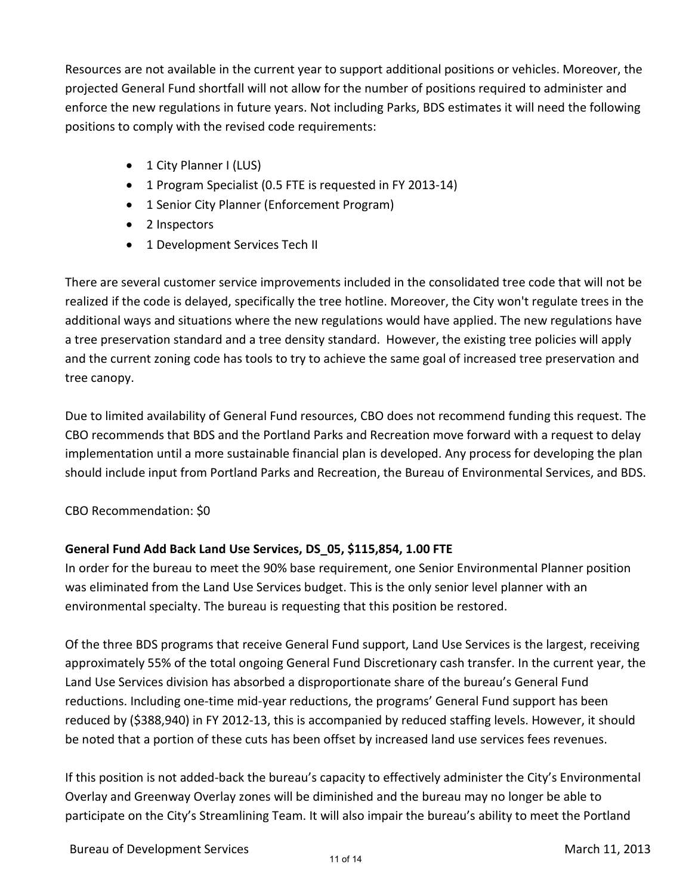Resources are not available in the current year to support additional positions or vehicles. Moreover, the projected General Fund shortfall will not allow for the number of positions required to administer and enforce the new regulations in future years. Not including Parks, BDS estimates it will need the following positions to comply with the revised code requirements:

- 1 City Planner I (LUS)
- 1 Program Specialist (0.5 FTE is requested in FY 2013-14)
- 1 Senior City Planner (Enforcement Program)
- 2 Inspectors
- 1 Development Services Tech II

There are several customer service improvements included in the consolidated tree code that will not be realized if the code is delayed, specifically the tree hotline. Moreover, the City won't regulate trees in the additional ways and situations where the new regulations would have applied. The new regulations have a tree preservation standard and a tree density standard. However, the existing tree policies will apply and the current zoning code has tools to try to achieve the same goal of increased tree preservation and tree canopy.

Due to limited availability of General Fund resources, CBO does not recommend funding this request. The CBO recommends that BDS and the Portland Parks and Recreation move forward with a request to delay implementation until a more sustainable financial plan is developed. Any process for developing the plan should include input from Portland Parks and Recreation, the Bureau of Environmental Services, and BDS.

CBO Recommendation: $0

**General Fund Add Back Land Use Services, DS_05, $115,854, 1.00 FTE**

In order for the bureau to meet the 90% base requirement, one Senior Environmental Planner position was eliminated from the Land Use Services budget. This is the only senior level planner with an environmental specialty. The bureau is requesting that this position be restored.

Of the three BDS programs that receive General Fund support, Land Use Services is the largest, receiving approximately 55% of the total ongoing General Fund Discretionary cash transfer. In the current year, the Land Use Services division has absorbed a disproportionate share of the bureau's General Fund reductions. Including one-time mid-year reductions, the programs' General Fund support has been reduced by ($388,940) in FY 2012-13, this is accompanied by reduced staffing levels. However, it should be noted that a portion of these cuts has been offset by increased land use services fees revenues.

If this position is not added-back the bureau's capacity to effectively administer the City's Environmental Overlay and Greenway Overlay zones will be diminished and the bureau may no longer be able to participate on the City's Streamlining Team. It will also impair the bureau's ability to meet the Portland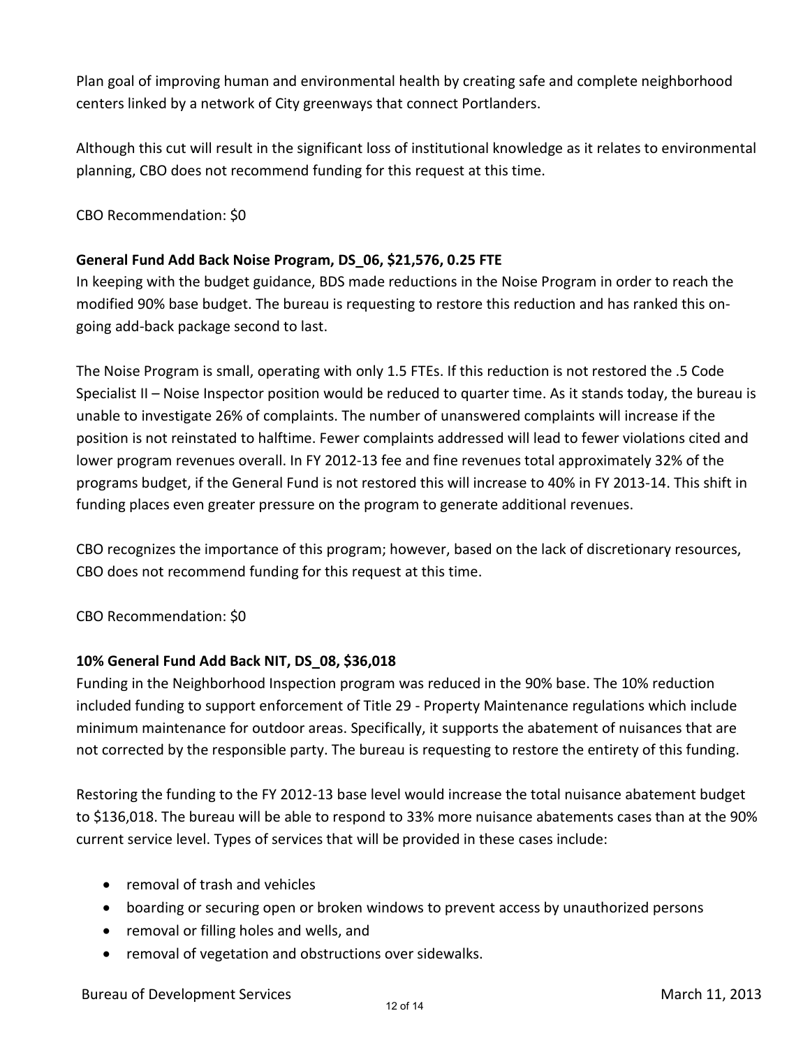Plan goal of improving human and environmental health by creating safe and complete neighborhood centers linked by a network of City greenways that connect Portlanders.

Although this cut will result in the significant loss of institutional knowledge as it relates to environmental planning, CBO does not recommend funding for this request at this time.

CBO Recommendation: $0

**General Fund Add Back Noise Program, DS_06, $21,576, 0.25 FTE**

In keeping with the budget guidance, BDS made reductions in the Noise Program in order to reach the modified 90% base budget. The bureau is requesting to restore this reduction and has ranked this on-going add-back package second to last.

The Noise Program is small, operating with only 1.5 FTEs. If this reduction is not restored the .5 Code Specialist II – Noise Inspector position would be reduced to quarter time. As it stands today, the bureau is unable to investigate 26% of complaints. The number of unanswered complaints will increase if the position is not reinstated to halftime. Fewer complaints addressed will lead to fewer violations cited and lower program revenues overall. In FY 2012-13 fee and fine revenues total approximately 32% of the programs budget, if the General Fund is not restored this will increase to 40% in FY 2013-14. This shift in funding places even greater pressure on the program to generate additional revenues.

CBO recognizes the importance of this program; however, based on the lack of discretionary resources, CBO does not recommend funding for this request at this time.

CBO Recommendation: $0

**10% General Fund Add Back NIT, DS_08, $36,018**

Funding in the Neighborhood Inspection program was reduced in the 90% base. The 10% reduction included funding to support enforcement of Title 29 - Property Maintenance regulations which include minimum maintenance for outdoor areas. Specifically, it supports the abatement of nuisances that are not corrected by the responsible party. The bureau is requesting to restore the entirety of this funding.

Restoring the funding to the FY 2012-13 base level would increase the total nuisance abatement budget to $136,018. The bureau will be able to respond to 33% more nuisance abatements cases than at the 90% current service level. Types of services that will be provided in these cases include:

- removal of trash and vehicles
- boarding or securing open or broken windows to prevent access by unauthorized persons
- removal or filling holes and wells, and
- removal of vegetation and obstructions over sidewalks.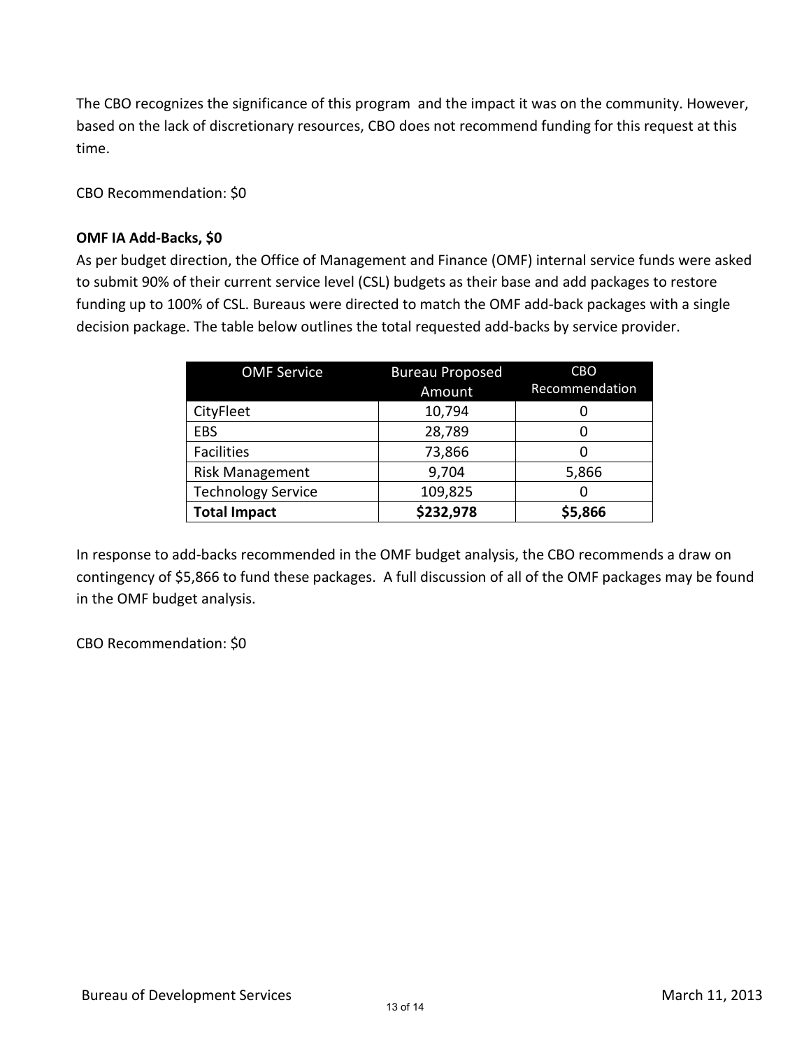The CBO recognizes the significance of this program and the impact it was on the community. However, based on the lack of discretionary resources, CBO does not recommend funding for this request at this time.

CBO Recommendation: $0

**OMF IA Add-Backs, $0**

As per budget direction, the Office of Management and Finance (OMF) internal service funds were asked to submit 90% of their current service level (CSL) budgets as their base and add packages to restore funding up to 100% of CSL. Bureaus were directed to match the OMF add-back packages with a single decision package. The table below outlines the total requested add-backs by service provider.

| OMF Service | Bureau Proposed Amount | CBO Recommendation |
|---|---|---|
| CityFleet | 10,794 | 0 |
| EBS | 28,789 | 0 |
| Facilities | 73,866 | 0 |
| Risk Management | 9,704 | 5,866 |
| Technology Service | 109,825 | 0 |
| **Total Impact** | **$232,978** | **$5,866** |

In response to add-backs recommended in the OMF budget analysis, the CBO recommends a draw on contingency of $5,866 to fund these packages. A full discussion of all of the OMF packages may be found in the OMF budget analysis.

CBO Recommendation: $0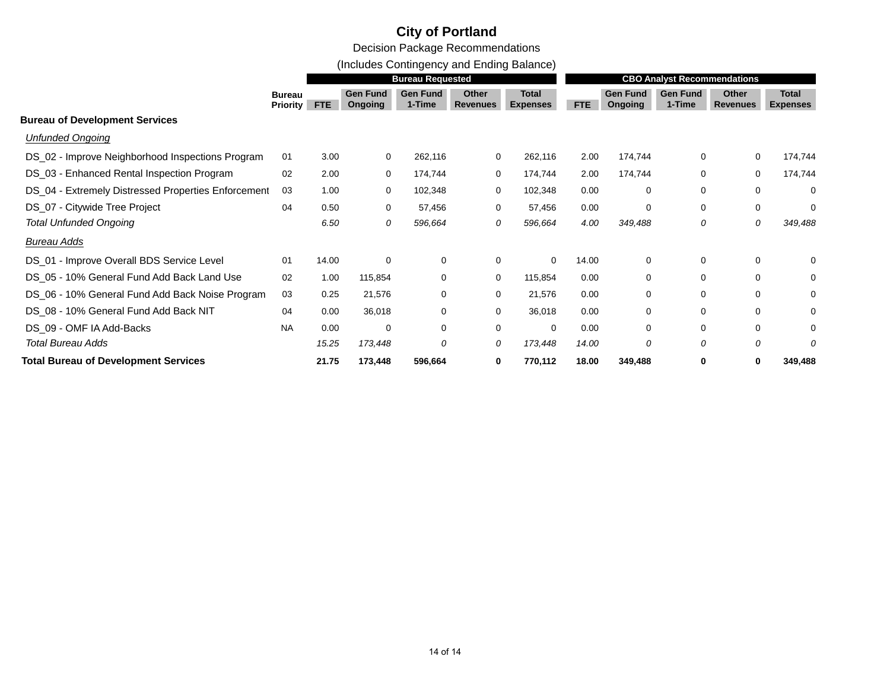# City of Portland

Decision Package Recommendations

(Includes Contingency and Ending Balance)

| | | Bureau Requested | | | | | CBO Analyst Recommendations | | | | |
|---|---|---|---|---|---|---|---|---|---|---|---|
| | Bureau Priority | FTE | Gen Fund Ongoing | Gen Fund 1-Time | Other Revenues | Total Expenses | FTE | Gen Fund Ongoing | Gen Fund 1-Time | Other Revenues | Total Expenses |
| **Bureau of Development Services** | | | | | | | | | | | |
| *Unfunded Ongoing* | | | | | | | | | | | |
| DS_02 - Improve Neighborhood Inspections Program | 01 | 3.00 | 0 | 262,116 | 0 | 262,116 | 2.00 | 174,744 | 0 | 0 | 174,744 |
| DS_03 - Enhanced Rental Inspection Program | 02 | 2.00 | 0 | 174,744 | 0 | 174,744 | 2.00 | 174,744 | 0 | 0 | 174,744 |
| DS_04 - Extremely Distressed Properties Enforcement | 03 | 1.00 | 0 | 102,348 | 0 | 102,348 | 0.00 | 0 | 0 | 0 | 0 |
| DS_07 - Citywide Tree Project | 04 | 0.50 | 0 | 57,456 | 0 | 57,456 | 0.00 | 0 | 0 | 0 | 0 |
| *Total Unfunded Ongoing* | | *6.50* | *0* | *596,664* | *0* | *596,664* | *4.00* | *349,488* | *0* | *0* | *349,488* |
| *Bureau Adds* | | | | | | | | | | | |
| DS_01 - Improve Overall BDS Service Level | 01 | 14.00 | 0 | 0 | 0 | 0 | 14.00 | 0 | 0 | 0 | 0 |
| DS_05 - 10% General Fund Add Back Land Use | 02 | 1.00 | 115,854 | 0 | 0 | 115,854 | 0.00 | 0 | 0 | 0 | 0 |
| DS_06 - 10% General Fund Add Back Noise Program | 03 | 0.25 | 21,576 | 0 | 0 | 21,576 | 0.00 | 0 | 0 | 0 | 0 |
| DS_08 - 10% General Fund Add Back NIT | 04 | 0.00 | 36,018 | 0 | 0 | 36,018 | 0.00 | 0 | 0 | 0 | 0 |
| DS_09 - OMF IA Add-Backs | NA | 0.00 | 0 | 0 | 0 | 0 | 0.00 | 0 | 0 | 0 | 0 |
| *Total Bureau Adds* | | *15.25* | *173,448* | *0* | *0* | *173,448* | *14.00* | *0* | *0* | *0* | *0* |
| **Total Bureau of Development Services** | | **21.75** | **173,448** | **596,664** | **0** | **770,112** | **18.00** | **349,488** | **0** | **0** | **349,488** |